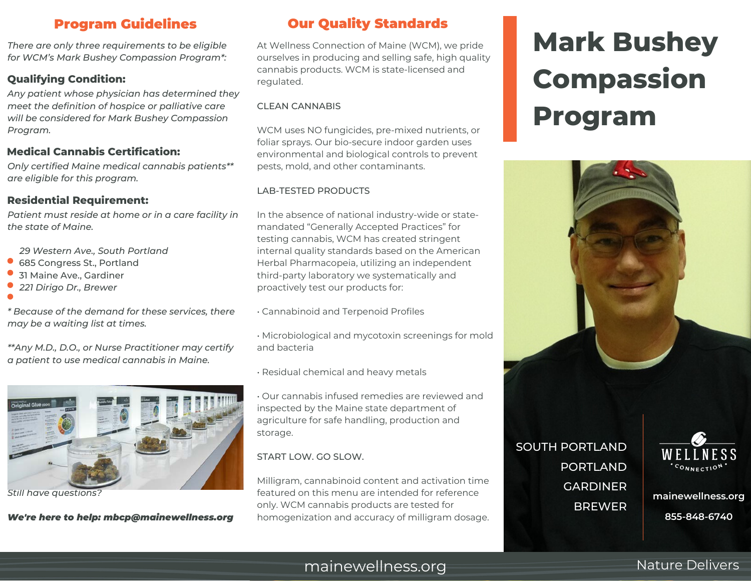# Mark Bushey Compassion Program

## Program Guidelines

*There are only three requirements to be eligible for WCM's Mark Bushey Compassion Program\*:*

### Qualifying Condition:

*Any patient whose physician has determined they meet the definition of hospice or palliative care will be considered for Mark Bushey Compassion Program.*

### Medical Cannabis Certification:

*Only certified Maine medical cannabis patients\*\* are eligible for this program.*

### Residential Requirement:

*Patient must reside at home or in a care facility in the state of Maine.*

- *29 Western Ave., South Portland*
- 685 Congress St., Portland
- 31 Maine Ave., Gardiner
- *221 Dirigo Dr., Brewer*

*\* Because of the demand for these services, there may be a waiting list at times.*

*\*\*Any M.D., D.O., or Nurse Practitioner may certify a patient to use medical cannabis in Maine.*

*Still have questions?*

***We're here to help: mbcp@mainewellness.org***

## Our Quality Standards

At Wellness Connection of Maine (WCM), we pride ourselves in producing and selling safe, high quality cannabis products. WCM is state-licensed and regulated.

CLEAN CANNABIS

WCM uses NO fungicides, pre-mixed nutrients, or foliar sprays. Our bio-secure indoor garden uses environmental and biological controls to prevent pests, mold, and other contaminants.

LAB-TESTED PRODUCTS

In the absence of national industry-wide or state-mandated "Generally Accepted Practices" for testing cannabis, WCM has created stringent internal quality standards based on the American Herbal Pharmacopeia, utilizing an independent third-party laboratory we systematically and proactively test our products for:

- Cannabinoid and Terpenoid Profiles
- Microbiological and mycotoxin screenings for mold and bacteria
- Residual chemical and heavy metals
- Our cannabis infused remedies are reviewed and inspected by the Maine state department of agriculture for safe handling, production and storage.

START LOW. GO SLOW.

Milligram, cannabinoid content and activation time featured on this menu are intended for reference only. WCM cannabis products are tested for homogenization and accuracy of milligram dosage.

SOUTH PORTLAND
PORTLAND
GARDINER
BREWER

WELLNESS CONNECTION

mainewellness.org

855-848-6740

mainewellness.org

Nature Delivers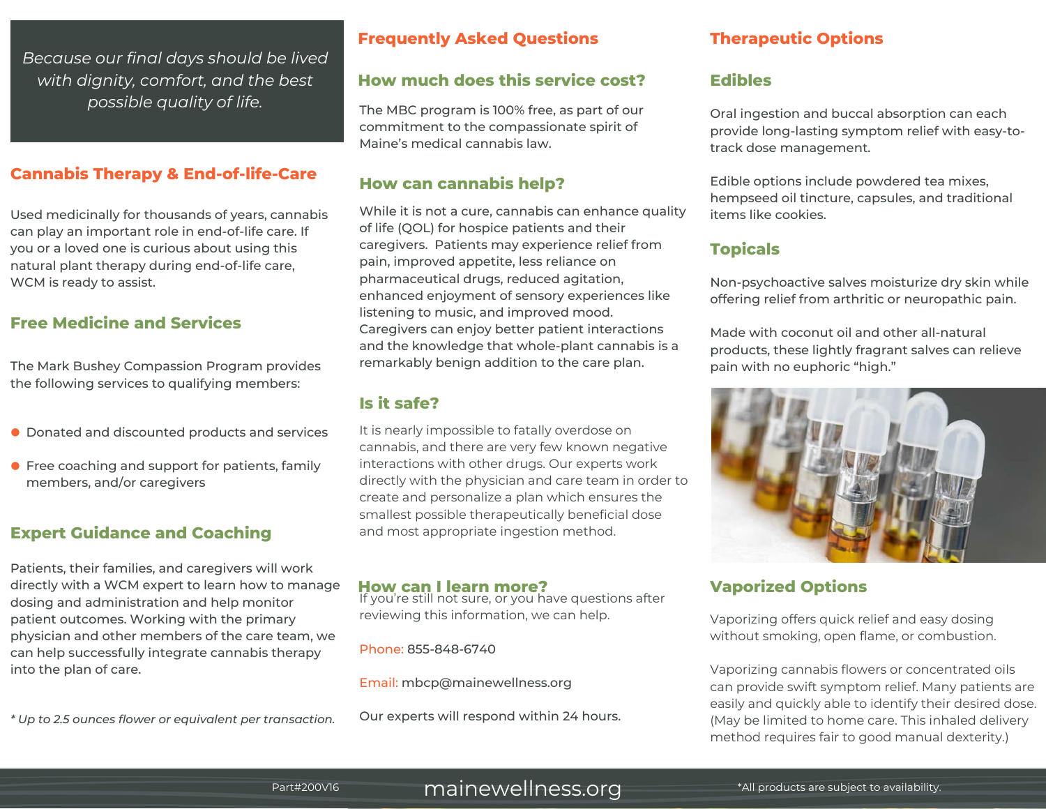*Because our final days should be lived with dignity, comfort, and the best possible quality of life.*

## Cannabis Therapy & End-of-life-Care

Used medicinally for thousands of years, cannabis can play an important role in end-of-life care. If you or a loved one is curious about using this natural plant therapy during end-of-life care, WCM is ready to assist.

## Free Medicine and Services

The Mark Bushey Compassion Program provides the following services to qualifying members:

- Donated and discounted products and services
- Free coaching and support for patients, family members, and/or caregivers

## Expert Guidance and Coaching

Patients, their families, and caregivers will work directly with a WCM expert to learn how to manage dosing and administration and help monitor patient outcomes. Working with the primary physician and other members of the care team, we can help successfully integrate cannabis therapy into the plan of care.

*\* Up to 2.5 ounces flower or equivalent per transaction.*

## Frequently Asked Questions

### How much does this service cost?

The MBC program is 100% free, as part of our commitment to the compassionate spirit of Maine's medical cannabis law.

### How can cannabis help?

While it is not a cure, cannabis can enhance quality of life (QOL) for hospice patients and their caregivers. Patients may experience relief from pain, improved appetite, less reliance on pharmaceutical drugs, reduced agitation, enhanced enjoyment of sensory experiences like listening to music, and improved mood. Caregivers can enjoy better patient interactions and the knowledge that whole-plant cannabis is a remarkably benign addition to the care plan.

### Is it safe?

It is nearly impossible to fatally overdose on cannabis, and there are very few known negative interactions with other drugs. Our experts work directly with the physician and care team in order to create and personalize a plan which ensures the smallest possible therapeutically beneficial dose and most appropriate ingestion method.

### How can I learn more?

If you're still not sure, or you have questions after reviewing this information, we can help.

Phone: 855-848-6740

Email: mbcp@mainewellness.org

Our experts will respond within 24 hours.

## Therapeutic Options

### Edibles

Oral ingestion and buccal absorption can each provide long-lasting symptom relief with easy-to-track dose management.

Edible options include powdered tea mixes, hempseed oil tincture, capsules, and traditional items like cookies.

### Topicals

Non-psychoactive salves moisturize dry skin while offering relief from arthritic or neuropathic pain.

Made with coconut oil and other all-natural products, these lightly fragrant salves can relieve pain with no euphoric "high."

### Vaporized Options

Vaporizing offers quick relief and easy dosing without smoking, open flame, or combustion.

Vaporizing cannabis flowers or concentrated oils can provide swift symptom relief. Many patients are easily and quickly able to identify their desired dose. (May be limited to home care. This inhaled delivery method requires fair to good manual dexterity.)

Part#200V16

mainewellness.org

\*All products are subject to availability.